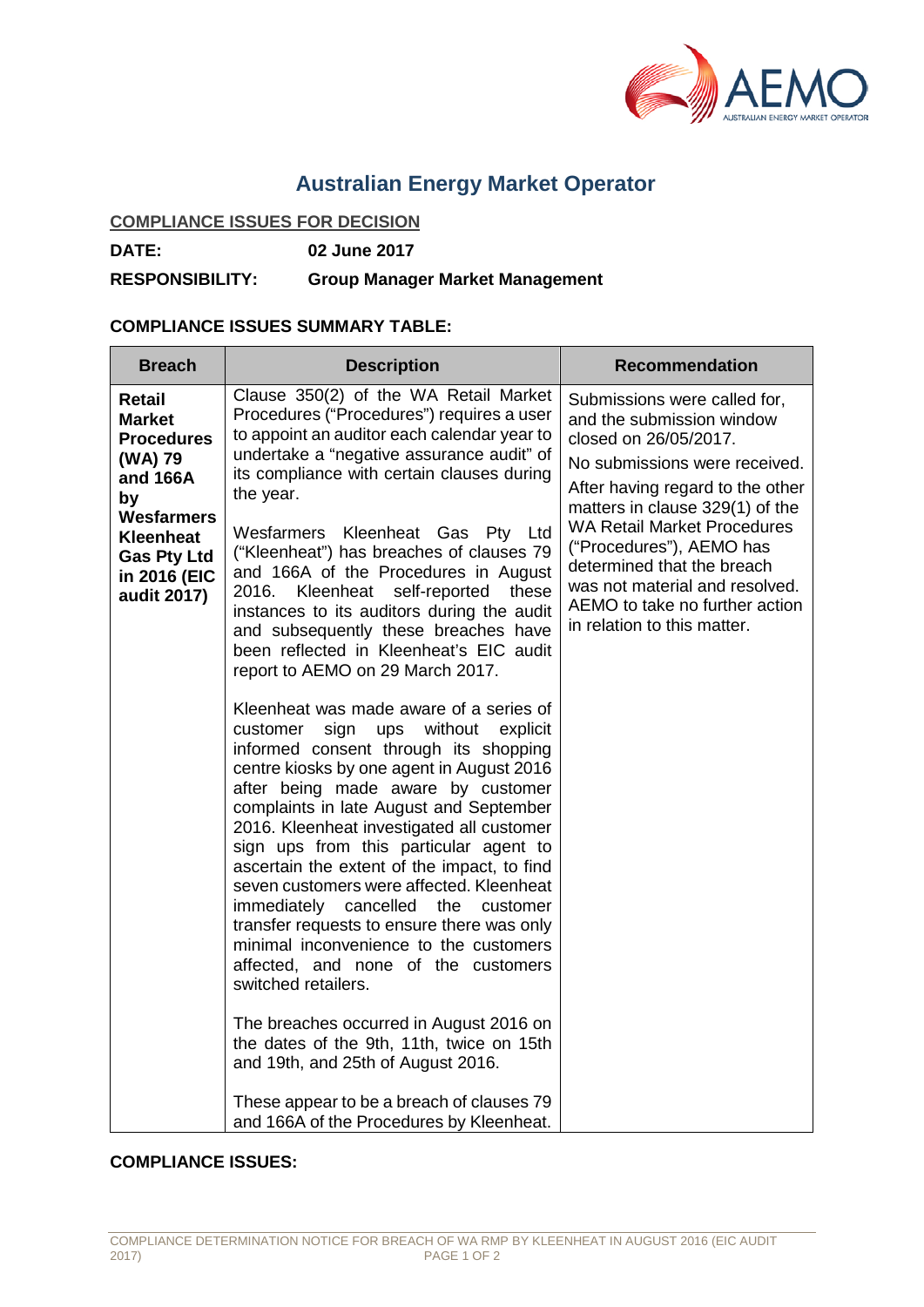# Australian Energy Market Operator

**COMPLIANCE ISSUES FOR DECISION**

**DATE:** **02 June 2017**

**RESPONSIBILITY:** **Group Manager Market Management**

**COMPLIANCE ISSUES SUMMARY TABLE:**

| Breach | Description | Recommendation |
|---|---|---|
| **Retail Market Procedures (WA) 79 and 166A by Wesfarmers Kleenheat Gas Pty Ltd in 2016 (EIC audit 2017)** | Clause 350(2) of the WA Retail Market Procedures ("Procedures") requires a user to appoint an auditor each calendar year to undertake a "negative assurance audit" of its compliance with certain clauses during the year.<br><br>Wesfarmers Kleenheat Gas Pty Ltd ("Kleenheat") has breaches of clauses 79 and 166A of the Procedures in August 2016. Kleenheat self-reported these instances to its auditors during the audit and subsequently these breaches have been reflected in Kleenheat's EIC audit report to AEMO on 29 March 2017.<br><br>Kleenheat was made aware of a series of customer sign ups without explicit informed consent through its shopping centre kiosks by one agent in August 2016 after being made aware by customer complaints in late August and September 2016. Kleenheat investigated all customer sign ups from this particular agent to ascertain the extent of the impact, to find seven customers were affected. Kleenheat immediately cancelled the customer transfer requests to ensure there was only minimal inconvenience to the customers affected, and none of the customers switched retailers.<br><br>The breaches occurred in August 2016 on the dates of the 9th, 11th, twice on 15th and 19th, and 25th of August 2016.<br><br>These appear to be a breach of clauses 79 and 166A of the Procedures by Kleenheat. | Submissions were called for, and the submission window closed on 26/05/2017.<br><br>No submissions were received.<br><br>After having regard to the other matters in clause 329(1) of the WA Retail Market Procedures ("Procedures"), AEMO has determined that the breach was not material and resolved. AEMO to take no further action in relation to this matter. |

**COMPLIANCE ISSUES:**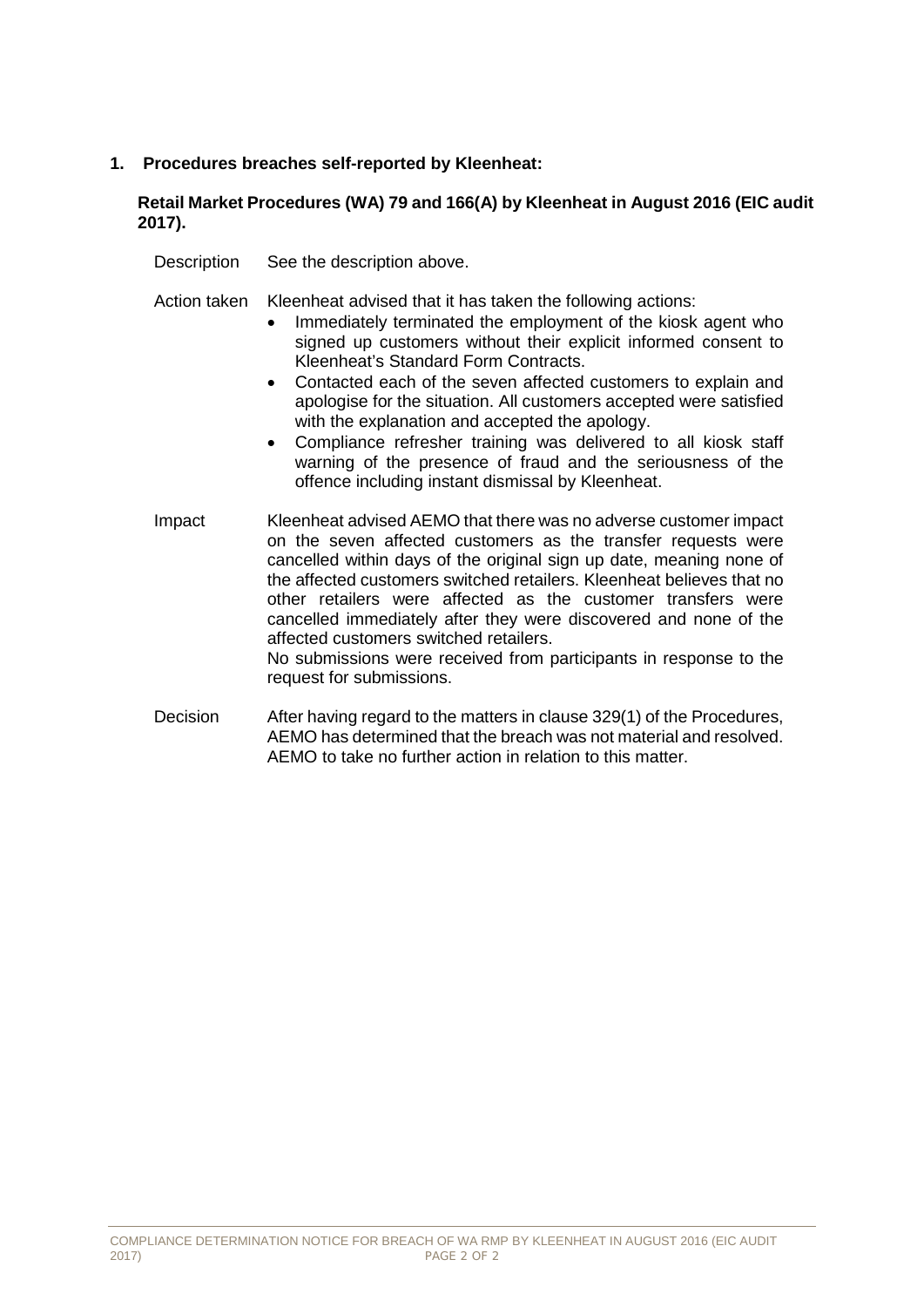## 1. Procedures breaches self-reported by Kleenheat:

**Retail Market Procedures (WA) 79 and 166(A) by Kleenheat in August 2016 (EIC audit 2017).**

| | |
|---|---|
| Description | See the description above. |
| Action taken | Kleenheat advised that it has taken the following actions:<br>• Immediately terminated the employment of the kiosk agent who signed up customers without their explicit informed consent to Kleenheat's Standard Form Contracts.<br>• Contacted each of the seven affected customers to explain and apologise for the situation. All customers accepted were satisfied with the explanation and accepted the apology.<br>• Compliance refresher training was delivered to all kiosk staff warning of the presence of fraud and the seriousness of the offence including instant dismissal by Kleenheat. |
| Impact | Kleenheat advised AEMO that there was no adverse customer impact on the seven affected customers as the transfer requests were cancelled within days of the original sign up date, meaning none of the affected customers switched retailers. Kleenheat believes that no other retailers were affected as the customer transfers were cancelled immediately after they were discovered and none of the affected customers switched retailers.<br>No submissions were received from participants in response to the request for submissions. |
| Decision | After having regard to the matters in clause 329(1) of the Procedures, AEMO has determined that the breach was not material and resolved. AEMO to take no further action in relation to this matter. |